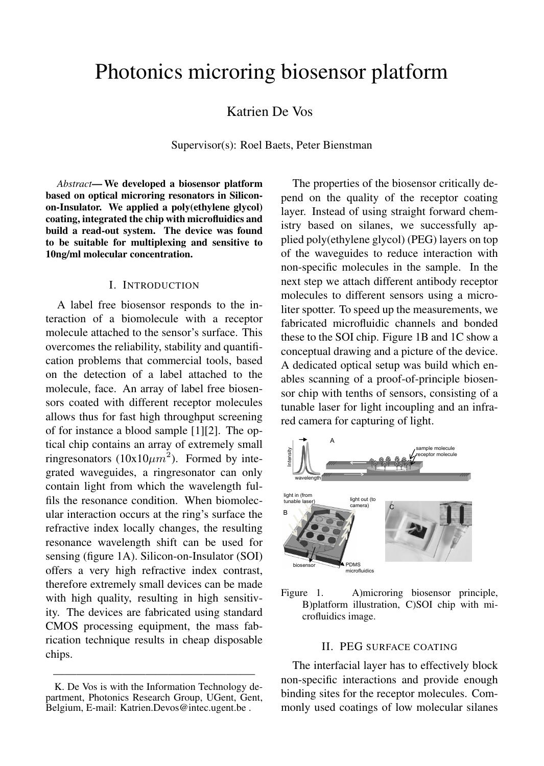# Photonics microring biosensor platform

Katrien De Vos

Supervisor(s): Roel Baets, Peter Bienstman

*Abstract*— **We developed a biosensor platform based on optical microring resonators in Silicon-on-Insulator. We applied a poly(ethylene glycol) coating, integrated the chip with microfluidics and build a read-out system. The device was found to be suitable for multiplexing and sensitive to 10ng/ml molecular concentration.**

## I. INTRODUCTION

A label free biosensor responds to the interaction of a biomolecule with a receptor molecule attached to the sensor's surface. This overcomes the reliability, stability and quantification problems that commercial tools, based on the detection of a label attached to the molecule, face. An array of label free biosensors coated with different receptor molecules allows thus for fast high throughput screening of for instance a blood sample [1][2]. The optical chip contains an array of extremely small ringresonators (10x10$\mu m^2$). Formed by integrated waveguides, a ringresonator can only contain light from which the wavelength fulfils the resonance condition. When biomolecular interaction occurs at the ring's surface the refractive index locally changes, the resulting resonance wavelength shift can be used for sensing (figure 1A). Silicon-on-Insulator (SOI) offers a very high refractive index contrast, therefore extremely small devices can be made with high quality, resulting in high sensitivity. The devices are fabricated using standard CMOS processing equipment, the mass fabrication technique results in cheap disposable chips.

K. De Vos is with the Information Technology department, Photonics Research Group, UGent, Gent, Belgium, E-mail: Katrien.Devos@intec.ugent.be .

The properties of the biosensor critically depend on the quality of the receptor coating layer. Instead of using straight forward chemistry based on silanes, we successfully applied poly(ethylene glycol) (PEG) layers on top of the waveguides to reduce interaction with non-specific molecules in the sample. In the next step we attach different antibody receptor molecules to different sensors using a microliter spotter. To speed up the measurements, we fabricated microfluidic channels and bonded these to the SOI chip. Figure 1B and 1C show a conceptual drawing and a picture of the device. A dedicated optical setup was build which enables scanning of a proof-of-principle biosensor chip with tenths of sensors, consisting of a tunable laser for light incoupling and an infrared camera for capturing of light.

Figure 1. A)microring biosensor principle, B)platform illustration, C)SOI chip with microfluidics image.

## II. PEG SURFACE COATING

The interfacial layer has to effectively block non-specific interactions and provide enough binding sites for the receptor molecules. Commonly used coatings of low molecular silanes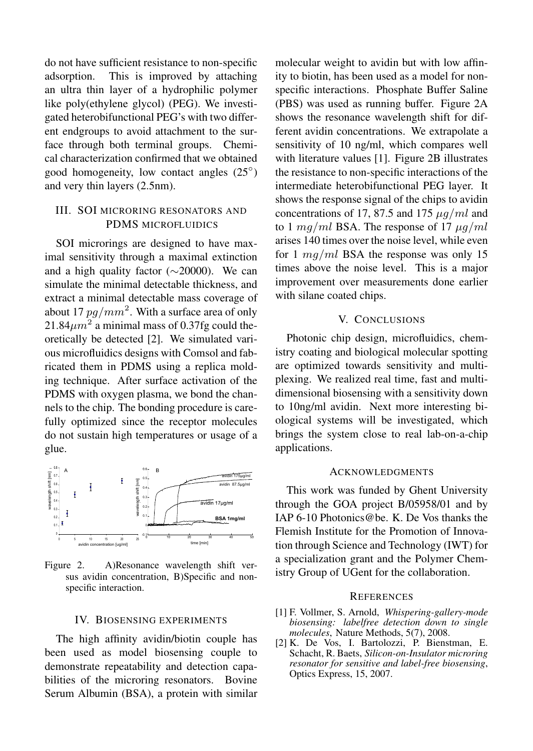do not have sufficient resistance to non-specific adsorption. This is improved by attaching an ultra thin layer of a hydrophilic polymer like poly(ethylene glycol) (PEG). We investigated heterobifunctional PEG's with two different endgroups to avoid attachment to the surface through both terminal groups. Chemical characterization confirmed that we obtained good homogeneity, low contact angles ($25^{\circ}$) and very thin layers (2.5nm).

## III. SOI MICRORING RESONATORS AND PDMS MICROFLUIDICS

SOI microrings are designed to have maximal sensitivity through a maximal extinction and a high quality factor ($\sim$20000). We can simulate the minimal detectable thickness, and extract a minimal detectable mass coverage of about 17 $pg/mm^2$. With a surface area of only $21.84\mu m^2$ a minimal mass of 0.37fg could theoretically be detected [2]. We simulated various microfluidics designs with Comsol and fabricated them in PDMS using a replica molding technique. After surface activation of the PDMS with oxygen plasma, we bond the channels to the chip. The bonding procedure is carefully optimized since the receptor molecules do not sustain high temperatures or usage of a glue.

A
wavelength shift [nm]
avidin concentration [ug/ml]

B
wavelength shift [nm]
time [min]
avidin 175µg/ml
avidin 87.5µg/ml
avidin 17µg/ml
BSA 1mg/ml

Figure 2. A)Resonance wavelength shift versus avidin concentration, B)Specific and non-specific interaction.

## IV. BIOSENSING EXPERIMENTS

The high affinity avidin/biotin couple has been used as model biosensing couple to demonstrate repeatability and detection capabilities of the microring resonators. Bovine Serum Albumin (BSA), a protein with similar molecular weight to avidin but with low affinity to biotin, has been used as a model for non-specific interactions. Phosphate Buffer Saline (PBS) was used as running buffer. Figure 2A shows the resonance wavelength shift for different avidin concentrations. We extrapolate a sensitivity of 10 ng/ml, which compares well with literature values [1]. Figure 2B illustrates the resistance to non-specific interactions of the intermediate heterobifunctional PEG layer. It shows the response signal of the chips to avidin concentrations of 17, 87.5 and 175 $\mu g/ml$ and to 1 $mg/ml$ BSA. The response of 17 $\mu g/ml$ arises 140 times over the noise level, while even for 1 $mg/ml$ BSA the response was only 15 times above the noise level. This is a major improvement over measurements done earlier with silane coated chips.

## V. CONCLUSIONS

Photonic chip design, microfluidics, chemistry coating and biological molecular spotting are optimized towards sensitivity and multiplexing. We realized real time, fast and multidimensional biosensing with a sensitivity down to 10ng/ml avidin. Next more interesting biological systems will be investigated, which brings the system close to real lab-on-a-chip applications.

## ACKNOWLEDGMENTS

This work was funded by Ghent University through the GOA project B/05958/01 and by IAP 6-10 Photonics@be. K. De Vos thanks the Flemish Institute for the Promotion of Innovation through Science and Technology (IWT) for a specialization grant and the Polymer Chemistry Group of UGent for the collaboration.

## REFERENCES

[1] F. Vollmer, S. Arnold, *Whispering-gallery-mode biosensing: labelfree detection down to single molecules*, Nature Methods, 5(7), 2008.

[2] K. De Vos, I. Bartolozzi, P. Bienstman, E. Schacht, R. Baets, *Silicon-on-Insulator microring resonator for sensitive and label-free biosensing*, Optics Express, 15, 2007.